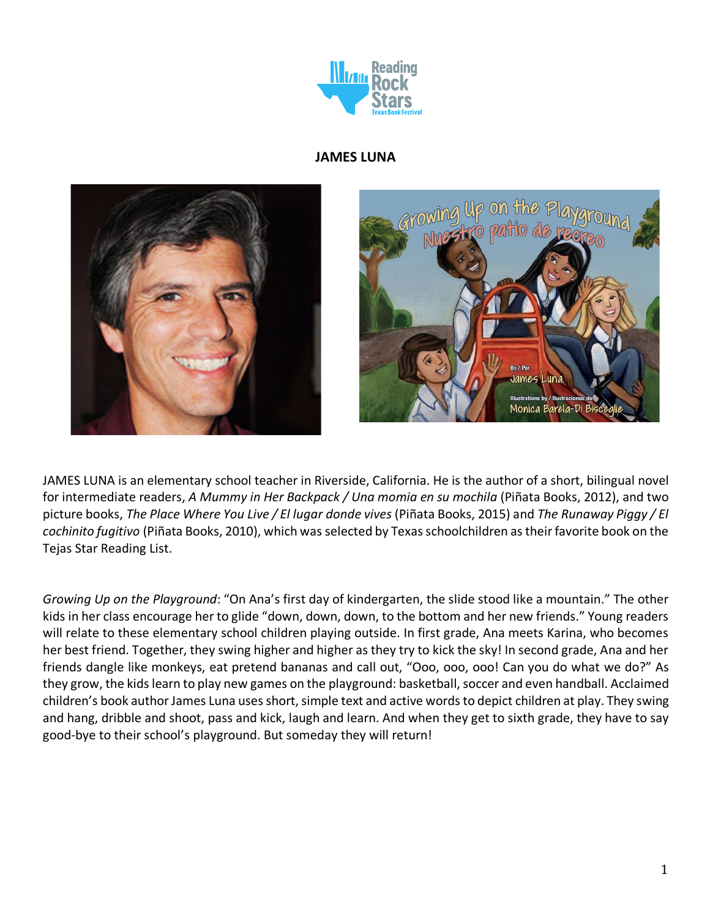# JAMES LUNA

JAMES LUNA is an elementary school teacher in Riverside, California. He is the author of a short, bilingual novel for intermediate readers, *A Mummy in Her Backpack / Una momia en su mochila* (Piñata Books, 2012), and two picture books, *The Place Where You Live / El lugar donde vives* (Piñata Books, 2015) and *The Runaway Piggy / El cochinito fugitivo* (Piñata Books, 2010), which was selected by Texas schoolchildren as their favorite book on the Tejas Star Reading List.

*Growing Up on the Playground*: "On Ana's first day of kindergarten, the slide stood like a mountain." The other kids in her class encourage her to glide "down, down, down, to the bottom and her new friends." Young readers will relate to these elementary school children playing outside. In first grade, Ana meets Karina, who becomes her best friend. Together, they swing higher and higher as they try to kick the sky! In second grade, Ana and her friends dangle like monkeys, eat pretend bananas and call out, "Ooo, ooo, ooo! Can you do what we do?" As they grow, the kids learn to play new games on the playground: basketball, soccer and even handball. Acclaimed children's book author James Luna uses short, simple text and active words to depict children at play. They swing and hang, dribble and shoot, pass and kick, laugh and learn. And when they get to sixth grade, they have to say good-bye to their school's playground. But someday they will return!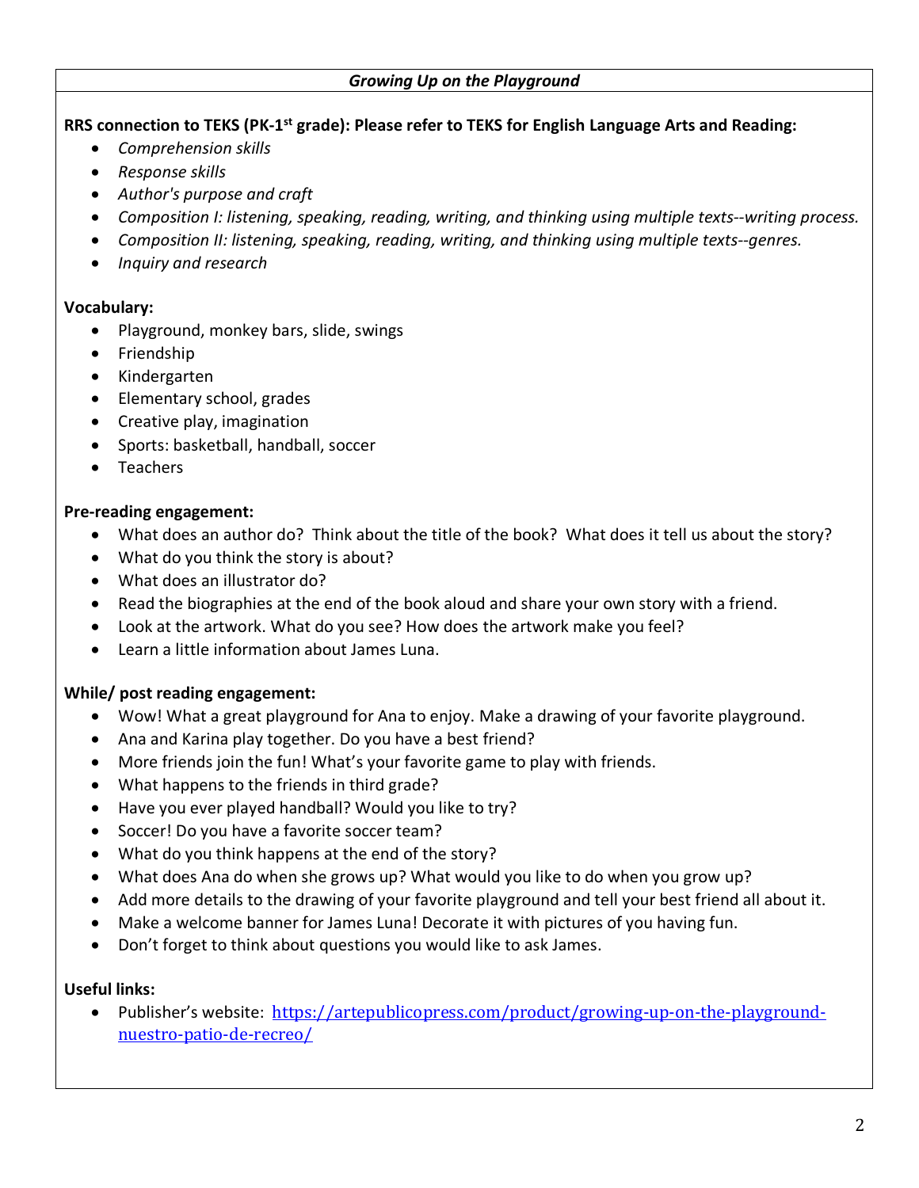***Growing Up on the Playground***

**RRS connection to TEKS (PK-1st grade): Please refer to TEKS for English Language Arts and Reading:**

- *Comprehension skills*
- *Response skills*
- *Author's purpose and craft*
- *Composition I: listening, speaking, reading, writing, and thinking using multiple texts--writing process.*
- *Composition II: listening, speaking, reading, writing, and thinking using multiple texts--genres.*
- *Inquiry and research*

**Vocabulary:**

- Playground, monkey bars, slide, swings
- Friendship
- Kindergarten
- Elementary school, grades
- Creative play, imagination
- Sports: basketball, handball, soccer
- Teachers

**Pre-reading engagement:**

- What does an author do? Think about the title of the book? What does it tell us about the story?
- What do you think the story is about?
- What does an illustrator do?
- Read the biographies at the end of the book aloud and share your own story with a friend.
- Look at the artwork. What do you see? How does the artwork make you feel?
- Learn a little information about James Luna.

**While/ post reading engagement:**

- Wow! What a great playground for Ana to enjoy. Make a drawing of your favorite playground.
- Ana and Karina play together. Do you have a best friend?
- More friends join the fun! What's your favorite game to play with friends.
- What happens to the friends in third grade?
- Have you ever played handball? Would you like to try?
- Soccer! Do you have a favorite soccer team?
- What do you think happens at the end of the story?
- What does Ana do when she grows up? What would you like to do when you grow up?
- Add more details to the drawing of your favorite playground and tell your best friend all about it.
- Make a welcome banner for James Luna! Decorate it with pictures of you having fun.
- Don't forget to think about questions you would like to ask James.

**Useful links:**

- Publisher's website: [https://artepublicopress.com/product/growing-up-on-the-playground-nuestro-patio-de-recreo/](https://artepublicopress.com/product/growing-up-on-the-playground-nuestro-patio-de-recreo/)